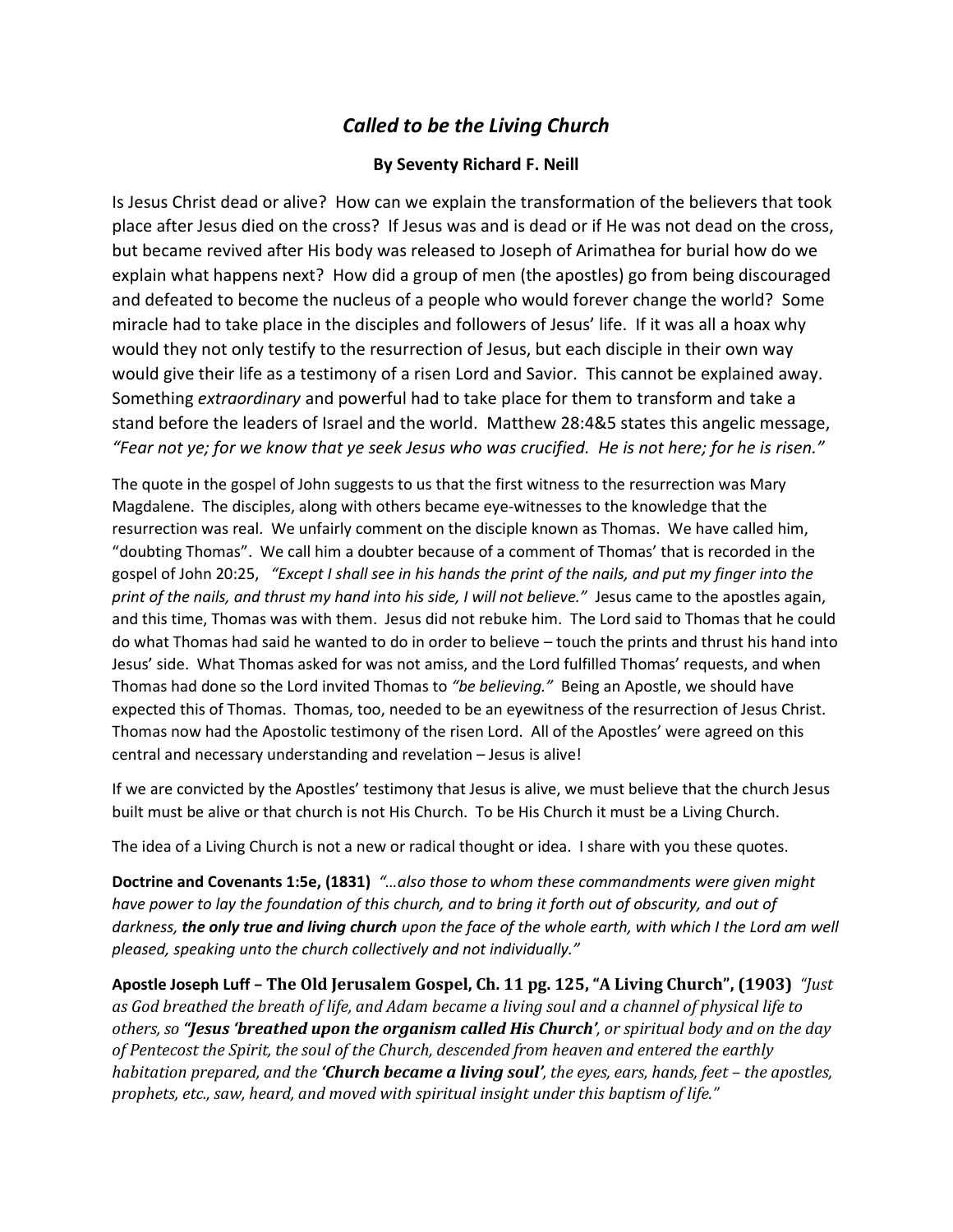# *Called to be the Living Church*

**By Seventy Richard F. Neill**

Is Jesus Christ dead or alive? How can we explain the transformation of the believers that took place after Jesus died on the cross? If Jesus was and is dead or if He was not dead on the cross, but became revived after His body was released to Joseph of Arimathea for burial how do we explain what happens next? How did a group of men (the apostles) go from being discouraged and defeated to become the nucleus of a people who would forever change the world? Some miracle had to take place in the disciples and followers of Jesus' life. If it was all a hoax why would they not only testify to the resurrection of Jesus, but each disciple in their own way would give their life as a testimony of a risen Lord and Savior. This cannot be explained away. Something *extraordinary* and powerful had to take place for them to transform and take a stand before the leaders of Israel and the world. Matthew 28:4&5 states this angelic message, *"Fear not ye; for we know that ye seek Jesus who was crucified. He is not here; for he is risen."*

The quote in the gospel of John suggests to us that the first witness to the resurrection was Mary Magdalene. The disciples, along with others became eye-witnesses to the knowledge that the resurrection was real. We unfairly comment on the disciple known as Thomas. We have called him, "doubting Thomas". We call him a doubter because of a comment of Thomas' that is recorded in the gospel of John 20:25, *"Except I shall see in his hands the print of the nails, and put my finger into the print of the nails, and thrust my hand into his side, I will not believe."* Jesus came to the apostles again, and this time, Thomas was with them. Jesus did not rebuke him. The Lord said to Thomas that he could do what Thomas had said he wanted to do in order to believe – touch the prints and thrust his hand into Jesus' side. What Thomas asked for was not amiss, and the Lord fulfilled Thomas' requests, and when Thomas had done so the Lord invited Thomas to *"be believing."* Being an Apostle, we should have expected this of Thomas. Thomas, too, needed to be an eyewitness of the resurrection of Jesus Christ. Thomas now had the Apostolic testimony of the risen Lord. All of the Apostles' were agreed on this central and necessary understanding and revelation – Jesus is alive!

If we are convicted by the Apostles' testimony that Jesus is alive, we must believe that the church Jesus built must be alive or that church is not His Church. To be His Church it must be a Living Church.

The idea of a Living Church is not a new or radical thought or idea. I share with you these quotes.

**Doctrine and Covenants 1:5e, (1831)** *"…also those to whom these commandments were given might have power to lay the foundation of this church, and to bring it forth out of obscurity, and out of darkness, **the only true and living church** upon the face of the whole earth, with which I the Lord am well pleased, speaking unto the church collectively and not individually."*

**Apostle Joseph Luff – The Old Jerusalem Gospel, Ch. 11 pg. 125, "A Living Church", (1903)** *"Just as God breathed the breath of life, and Adam became a living soul and a channel of physical life to others, so **"Jesus 'breathed upon the organism called His Church'**, or spiritual body and on the day of Pentecost the Spirit, the soul of the Church, descended from heaven and entered the earthly habitation prepared, and the **'Church became a living soul'**, the eyes, ears, hands, feet – the apostles, prophets, etc., saw, heard, and moved with spiritual insight under this baptism of life."*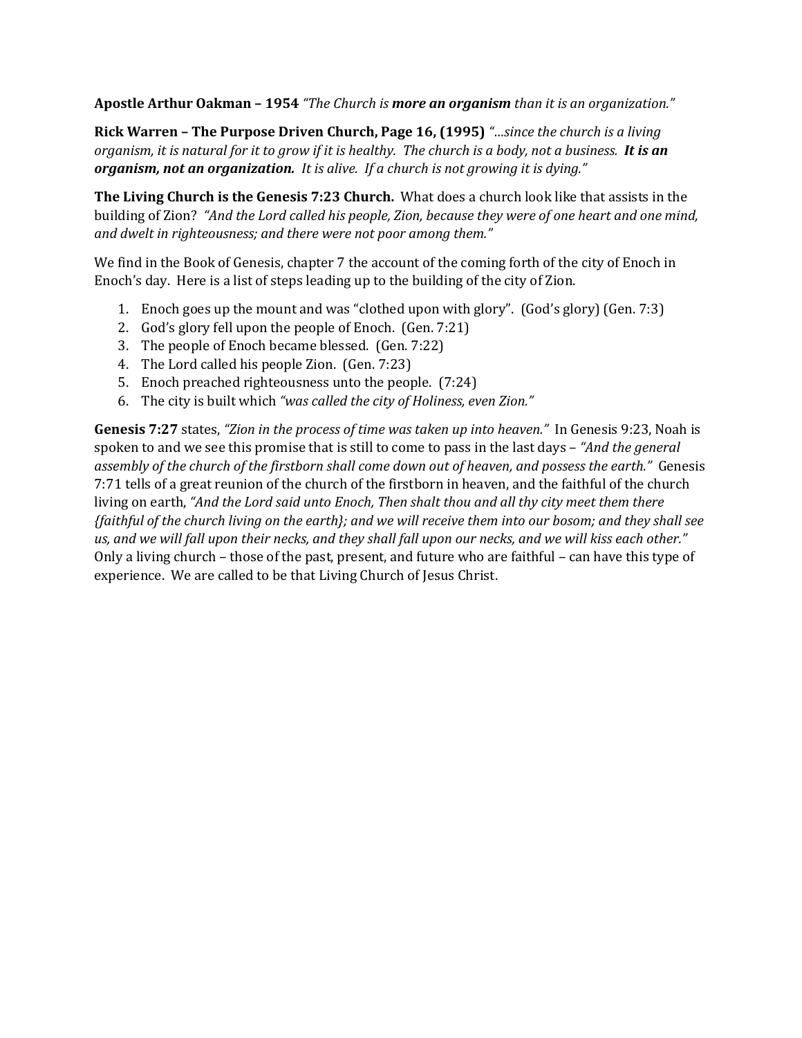**Apostle Arthur Oakman – 1954** *"The Church is **more an organism** than it is an organization."*

**Rick Warren – The Purpose Driven Church, Page 16, (1995)** *"…since the church is a living organism, it is natural for it to grow if it is healthy. The church is a body, not a business. **It is an organism, not an organization.** It is alive. If a church is not growing it is dying."*

**The Living Church is the Genesis 7:23 Church.** What does a church look like that assists in the building of Zion? *"And the Lord called his people, Zion, because they were of one heart and one mind, and dwelt in righteousness; and there were not poor among them."*

We find in the Book of Genesis, chapter 7 the account of the coming forth of the city of Enoch in Enoch's day. Here is a list of steps leading up to the building of the city of Zion.

1. Enoch goes up the mount and was "clothed upon with glory". (God's glory) (Gen. 7:3)
2. God's glory fell upon the people of Enoch. (Gen. 7:21)
3. The people of Enoch became blessed. (Gen. 7:22)
4. The Lord called his people Zion. (Gen. 7:23)
5. Enoch preached righteousness unto the people. (7:24)
6. The city is built which *"was called the city of Holiness, even Zion."*

**Genesis 7:27** states, *"Zion in the process of time was taken up into heaven."* In Genesis 9:23, Noah is spoken to and we see this promise that is still to come to pass in the last days – *"And the general assembly of the church of the firstborn shall come down out of heaven, and possess the earth."* Genesis 7:71 tells of a great reunion of the church of the firstborn in heaven, and the faithful of the church living on earth, *"And the Lord said unto Enoch, Then shalt thou and all thy city meet them there {faithful of the church living on the earth}; and we will receive them into our bosom; and they shall see us, and we will fall upon their necks, and they shall fall upon our necks, and we will kiss each other."* Only a living church – those of the past, present, and future who are faithful – can have this type of experience. We are called to be that Living Church of Jesus Christ.